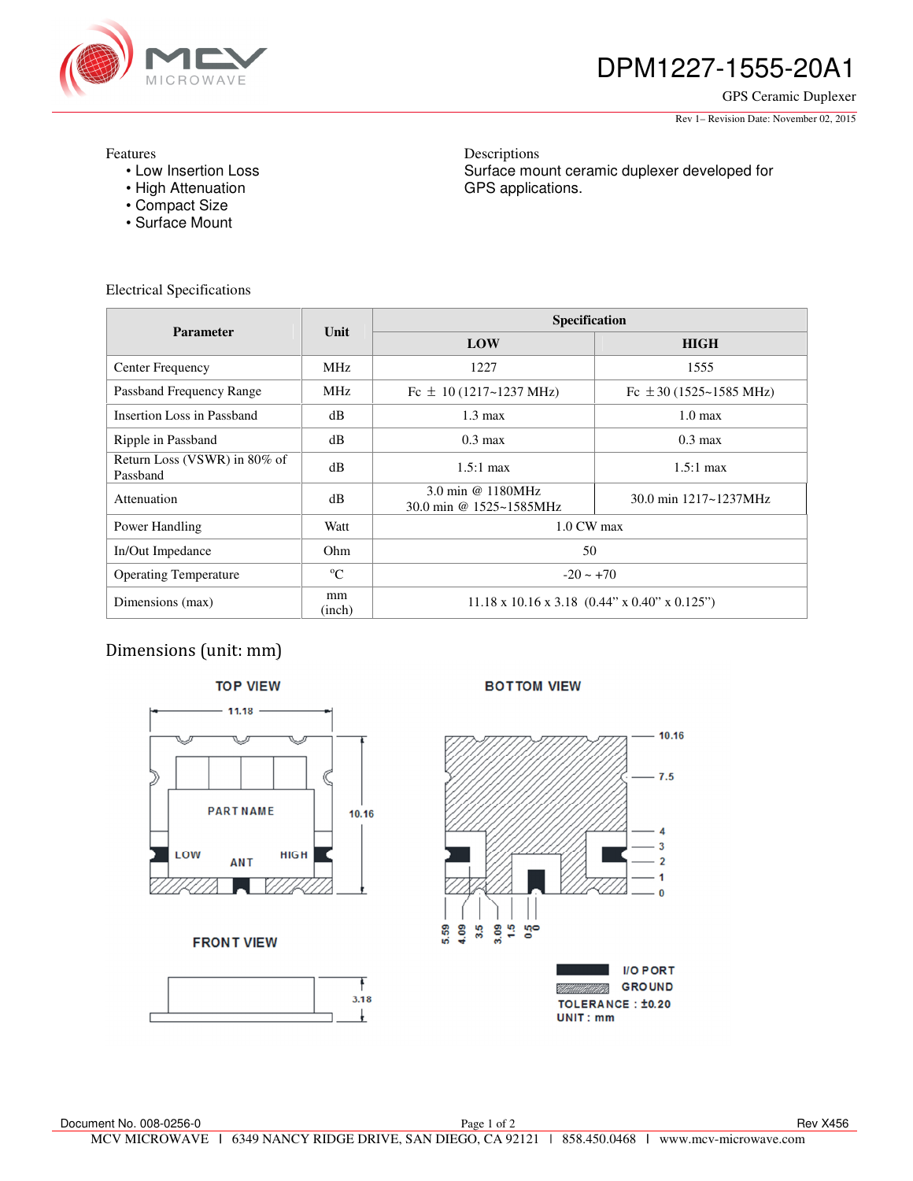# DPM1227-1555-20A1

GPS Ceramic Duplexer

Rev 1– Revision Date: November 02, 2015

Features
- Low Insertion Loss
- High Attenuation
- Compact Size
- Surface Mount

Descriptions
Surface mount ceramic duplexer developed for GPS applications.

Electrical Specifications

| Parameter | Unit | Specification | |
|---|---|---|---|
| | | LOW | HIGH |
| Center Frequency | MHz | 1227 | 1555 |
| Passband Frequency Range | MHz | Fc ± 10 (1217~1237 MHz) | Fc ±30 (1525~1585 MHz) |
| Insertion Loss in Passband | dB | 1.3 max | 1.0 max |
| Ripple in Passband | dB | 0.3 max | 0.3 max |
| Return Loss (VSWR) in 80% of Passband | dB | 1.5:1 max | 1.5:1 max |
| Attenuation | dB | 3.0 min @ 1180MHz<br>30.0 min @ 1525~1585MHz | 30.0 min 1217~1237MHz |
| Power Handling | Watt | 1.0 CW max | |
| In/Out Impedance | Ohm | 50 | |
| Operating Temperature | °C | -20 ~ +70 | |
| Dimensions (max) | mm (inch) | 11.18 x 10.16 x 3.18 (0.44" x 0.40" x 0.125") | |

## Dimensions (unit: mm)

TOP VIEW

11.18

PART NAME

LOW ANT HIGH

10.16

FRONT VIEW

3.18

BOTTOM VIEW

10.16, 7.5, 4, 3, 2, 1, 0

5.59, 4.09, 3.5, 3.09, 1.5, 0.5, 0

I/O PORT
GROUND
TOLERANCE : ±0.20
UNIT : mm

Document No. 008-0256-0

Rev X456

MCV MICROWAVE | 6349 NANCY RIDGE DRIVE, SAN DIEGO, CA 92121 | 858.450.0468 | www.mcv-microwave.com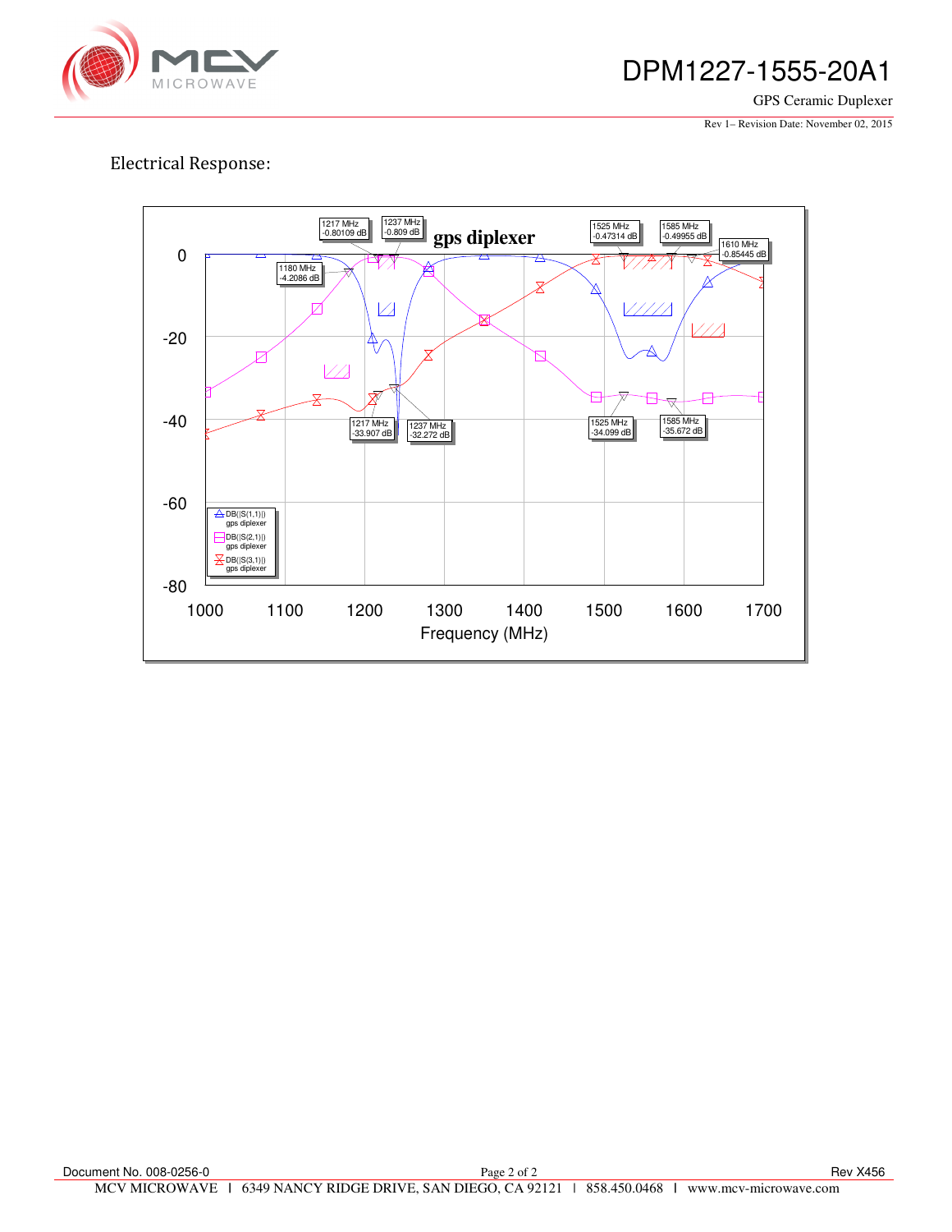## Electrical Response:

gps diplexer

1217 MHz
-0.80109 dB

1237 MHz
-0.809 dB

1525 MHz
-0.47314 dB

1585 MHz
-0.49955 dB

1610 MHz
-0.85445 dB

1180 MHz
-4.2086 dB

1217 MHz
-33.907 dB

1237 MHz
-32.272 dB

1525 MHz
-34.099 dB

1585 MHz
-35.672 dB

DB(|S(1,1)|)
gps diplexer

DB(|S(2,1)|)
gps diplexer

DB(|S(3,1)|)
gps diplexer

0
-20
-40
-60
-80

1000 1100 1200 1300 1400 1500 1600 1700

Frequency (MHz)